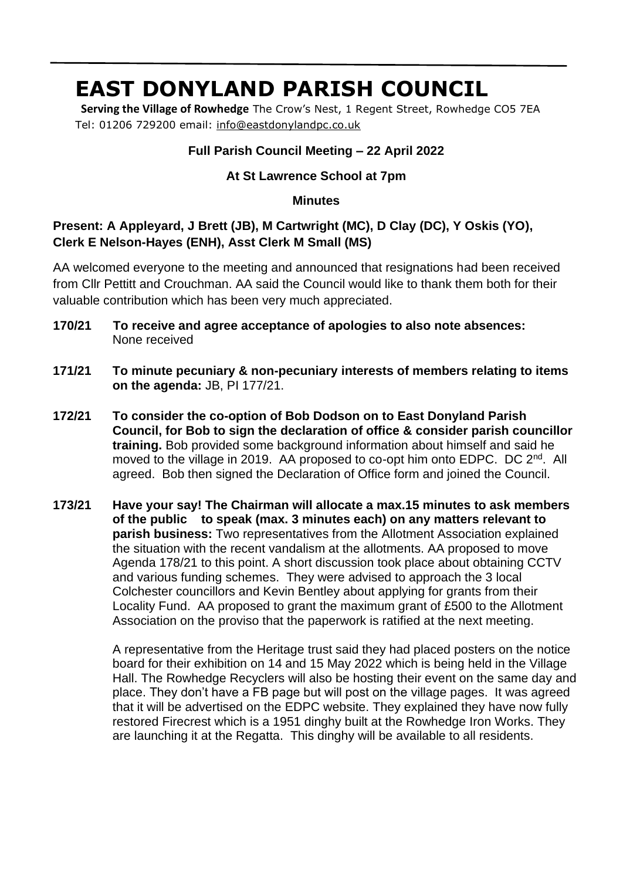# EAST DONYLAND PARISH COUNCIL

**Serving the Village of Rowhedge** The Crow's Nest, 1 Regent Street, Rowhedge CO5 7EA
Tel: 01206 729200 email: info@eastdonylandpc.co.uk

**Full Parish Council Meeting – 22 April 2022**

**At St Lawrence School at 7pm**

**Minutes**

**Present: A Appleyard, J Brett (JB), M Cartwright (MC), D Clay (DC), Y Oskis (YO), Clerk E Nelson-Hayes (ENH), Asst Clerk M Small (MS)**

AA welcomed everyone to the meeting and announced that resignations had been received from Cllr Pettitt and Crouchman. AA said the Council would like to thank them both for their valuable contribution which has been very much appreciated.

**170/21 To receive and agree acceptance of apologies to also note absences:** None received

**171/21 To minute pecuniary & non-pecuniary interests of members relating to items on the agenda:** JB, PI 177/21.

**172/21 To consider the co-option of Bob Dodson on to East Donyland Parish Council, for Bob to sign the declaration of office & consider parish councillor training.** Bob provided some background information about himself and said he moved to the village in 2019. AA proposed to co-opt him onto EDPC. DC 2nd. All agreed. Bob then signed the Declaration of Office form and joined the Council.

**173/21 Have your say! The Chairman will allocate a max.15 minutes to ask members of the public to speak (max. 3 minutes each) on any matters relevant to parish business:** Two representatives from the Allotment Association explained the situation with the recent vandalism at the allotments. AA proposed to move Agenda 178/21 to this point. A short discussion took place about obtaining CCTV and various funding schemes. They were advised to approach the 3 local Colchester councillors and Kevin Bentley about applying for grants from their Locality Fund. AA proposed to grant the maximum grant of £500 to the Allotment Association on the proviso that the paperwork is ratified at the next meeting.

A representative from the Heritage trust said they had placed posters on the notice board for their exhibition on 14 and 15 May 2022 which is being held in the Village Hall. The Rowhedge Recyclers will also be hosting their event on the same day and place. They don't have a FB page but will post on the village pages. It was agreed that it will be advertised on the EDPC website. They explained they have now fully restored Firecrest which is a 1951 dinghy built at the Rowhedge Iron Works. They are launching it at the Regatta. This dinghy will be available to all residents.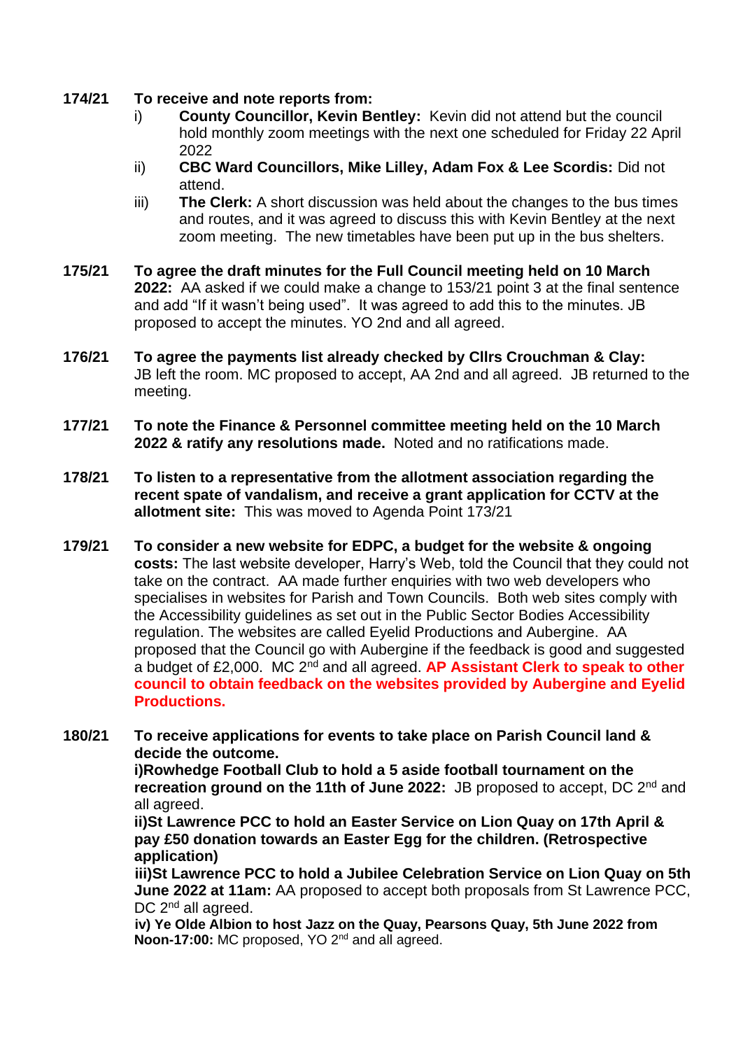**174/21 To receive and note reports from:**

i) **County Councillor, Kevin Bentley:** Kevin did not attend but the council hold monthly zoom meetings with the next one scheduled for Friday 22 April 2022

ii) **CBC Ward Councillors, Mike Lilley, Adam Fox & Lee Scordis:** Did not attend.

iii) **The Clerk:** A short discussion was held about the changes to the bus times and routes, and it was agreed to discuss this with Kevin Bentley at the next zoom meeting. The new timetables have been put up in the bus shelters.

**175/21 To agree the draft minutes for the Full Council meeting held on 10 March 2022:** AA asked if we could make a change to 153/21 point 3 at the final sentence and add "If it wasn't being used". It was agreed to add this to the minutes. JB proposed to accept the minutes. YO 2nd and all agreed.

**176/21 To agree the payments list already checked by Cllrs Crouchman & Clay:** JB left the room. MC proposed to accept, AA 2nd and all agreed. JB returned to the meeting.

**177/21 To note the Finance & Personnel committee meeting held on the 10 March 2022 & ratify any resolutions made.** Noted and no ratifications made.

**178/21 To listen to a representative from the allotment association regarding the recent spate of vandalism, and receive a grant application for CCTV at the allotment site:** This was moved to Agenda Point 173/21

**179/21 To consider a new website for EDPC, a budget for the website & ongoing costs:** The last website developer, Harry's Web, told the Council that they could not take on the contract. AA made further enquiries with two web developers who specialises in websites for Parish and Town Councils. Both web sites comply with the Accessibility guidelines as set out in the Public Sector Bodies Accessibility regulation. The websites are called Eyelid Productions and Aubergine. AA proposed that the Council go with Aubergine if the feedback is good and suggested a budget of £2,000. MC 2nd and all agreed. **AP Assistant Clerk to speak to other council to obtain feedback on the websites provided by Aubergine and Eyelid Productions.**

**180/21 To receive applications for events to take place on Parish Council land & decide the outcome.**

**i)Rowhedge Football Club to hold a 5 aside football tournament on the recreation ground on the 11th of June 2022:** JB proposed to accept, DC 2nd and all agreed.

**ii)St Lawrence PCC to hold an Easter Service on Lion Quay on 17th April & pay £50 donation towards an Easter Egg for the children. (Retrospective application)**

**iii)St Lawrence PCC to hold a Jubilee Celebration Service on Lion Quay on 5th June 2022 at 11am:** AA proposed to accept both proposals from St Lawrence PCC, DC 2nd all agreed.

**iv) Ye Olde Albion to host Jazz on the Quay, Pearsons Quay, 5th June 2022 from Noon-17:00:** MC proposed, YO 2nd and all agreed.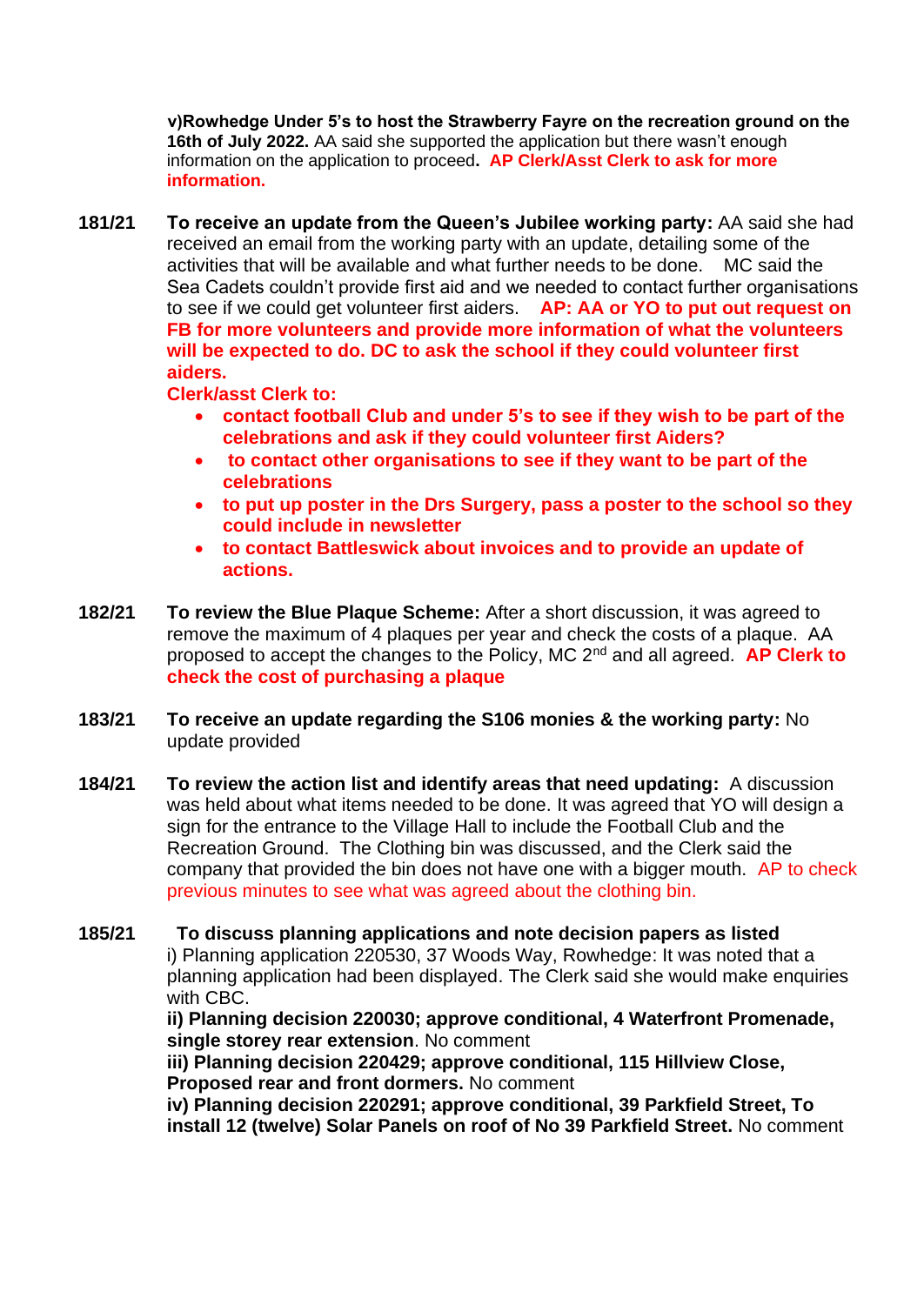**v)Rowhedge Under 5's to host the Strawberry Fayre on the recreation ground on the 16th of July 2022.** AA said she supported the application but there wasn't enough information on the application to proceed**. AP Clerk/Asst Clerk to ask for more information.**

**181/21** **To receive an update from the Queen's Jubilee working party:** AA said she had received an email from the working party with an update, detailing some of the activities that will be available and what further needs to be done. MC said the Sea Cadets couldn't provide first aid and we needed to contact further organisations to see if we could get volunteer first aiders. **AP: AA or YO to put out request on FB for more volunteers and provide more information of what the volunteers will be expected to do. DC to ask the school if they could volunteer first aiders.**

**Clerk/asst Clerk to:**

- **contact football Club and under 5's to see if they wish to be part of the celebrations and ask if they could volunteer first Aiders?**
- **to contact other organisations to see if they want to be part of the celebrations**
- **to put up poster in the Drs Surgery, pass a poster to the school so they could include in newsletter**
- **to contact Battleswick about invoices and to provide an update of actions.**

**182/21** **To review the Blue Plaque Scheme:** After a short discussion, it was agreed to remove the maximum of 4 plaques per year and check the costs of a plaque. AA proposed to accept the changes to the Policy, MC 2nd and all agreed. **AP Clerk to check the cost of purchasing a plaque**

**183/21** **To receive an update regarding the S106 monies & the working party:** No update provided

**184/21** **To review the action list and identify areas that need updating:** A discussion was held about what items needed to be done. It was agreed that YO will design a sign for the entrance to the Village Hall to include the Football Club and the Recreation Ground. The Clothing bin was discussed, and the Clerk said the company that provided the bin does not have one with a bigger mouth. AP to check previous minutes to see what was agreed about the clothing bin.

**185/21** **To discuss planning applications and note decision papers as listed**

i) Planning application 220530, 37 Woods Way, Rowhedge: It was noted that a planning application had been displayed. The Clerk said she would make enquiries with CBC.

**ii) Planning decision 220030; approve conditional, 4 Waterfront Promenade, single storey rear extension**. No comment

**iii) Planning decision 220429; approve conditional, 115 Hillview Close, Proposed rear and front dormers.** No comment

**iv) Planning decision 220291; approve conditional, 39 Parkfield Street, To install 12 (twelve) Solar Panels on roof of No 39 Parkfield Street.** No comment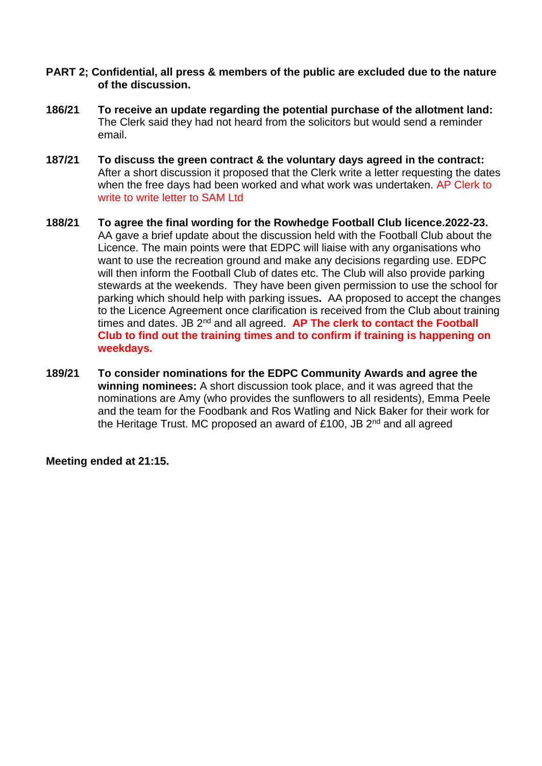**PART 2; Confidential, all press & members of the public are excluded due to the nature of the discussion.**

**186/21** **To receive an update regarding the potential purchase of the allotment land:** The Clerk said they had not heard from the solicitors but would send a reminder email.

**187/21** **To discuss the green contract & the voluntary days agreed in the contract:** After a short discussion it proposed that the Clerk write a letter requesting the dates when the free days had been worked and what work was undertaken. AP Clerk to write to write letter to SAM Ltd

**188/21** **To agree the final wording for the Rowhedge Football Club licence.2022-23.** AA gave a brief update about the discussion held with the Football Club about the Licence. The main points were that EDPC will liaise with any organisations who want to use the recreation ground and make any decisions regarding use. EDPC will then inform the Football Club of dates etc. The Club will also provide parking stewards at the weekends. They have been given permission to use the school for parking which should help with parking issues**.** AA proposed to accept the changes to the Licence Agreement once clarification is received from the Club about training times and dates. JB 2nd and all agreed. **AP The clerk to contact the Football Club to find out the training times and to confirm if training is happening on weekdays.**

**189/21** **To consider nominations for the EDPC Community Awards and agree the winning nominees:** A short discussion took place, and it was agreed that the nominations are Amy (who provides the sunflowers to all residents), Emma Peele and the team for the Foodbank and Ros Watling and Nick Baker for their work for the Heritage Trust. MC proposed an award of £100, JB 2nd and all agreed

**Meeting ended at 21:15.**